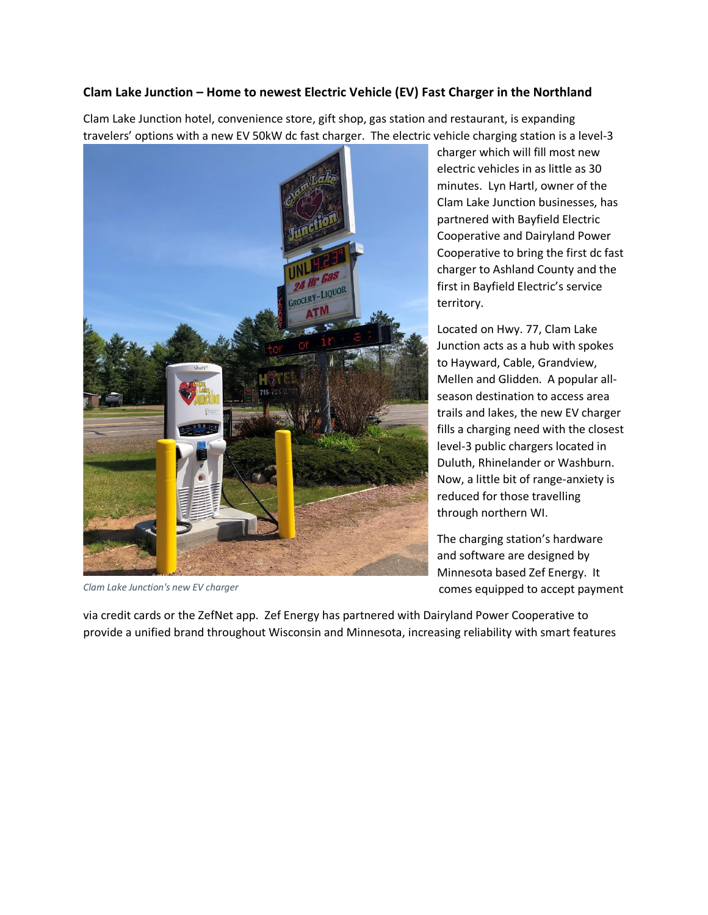**Clam Lake Junction – Home to newest Electric Vehicle (EV) Fast Charger in the Northland**

Clam Lake Junction hotel, convenience store, gift shop, gas station and restaurant, is expanding travelers' options with a new EV 50kW dc fast charger. The electric vehicle charging station is a level-3 charger which will fill most new electric vehicles in as little as 30 minutes. Lyn Hartl, owner of the Clam Lake Junction businesses, has partnered with Bayfield Electric Cooperative and Dairyland Power Cooperative to bring the first dc fast charger to Ashland County and the first in Bayfield Electric's service territory.

*Clam Lake Junction's new EV charger*

Located on Hwy. 77, Clam Lake Junction acts as a hub with spokes to Hayward, Cable, Grandview, Mellen and Glidden. A popular all-season destination to access area trails and lakes, the new EV charger fills a charging need with the closest level-3 public chargers located in Duluth, Rhinelander or Washburn. Now, a little bit of range-anxiety is reduced for those travelling through northern WI.

The charging station's hardware and software are designed by Minnesota based Zef Energy. It comes equipped to accept payment via credit cards or the ZefNet app. Zef Energy has partnered with Dairyland Power Cooperative to provide a unified brand throughout Wisconsin and Minnesota, increasing reliability with smart features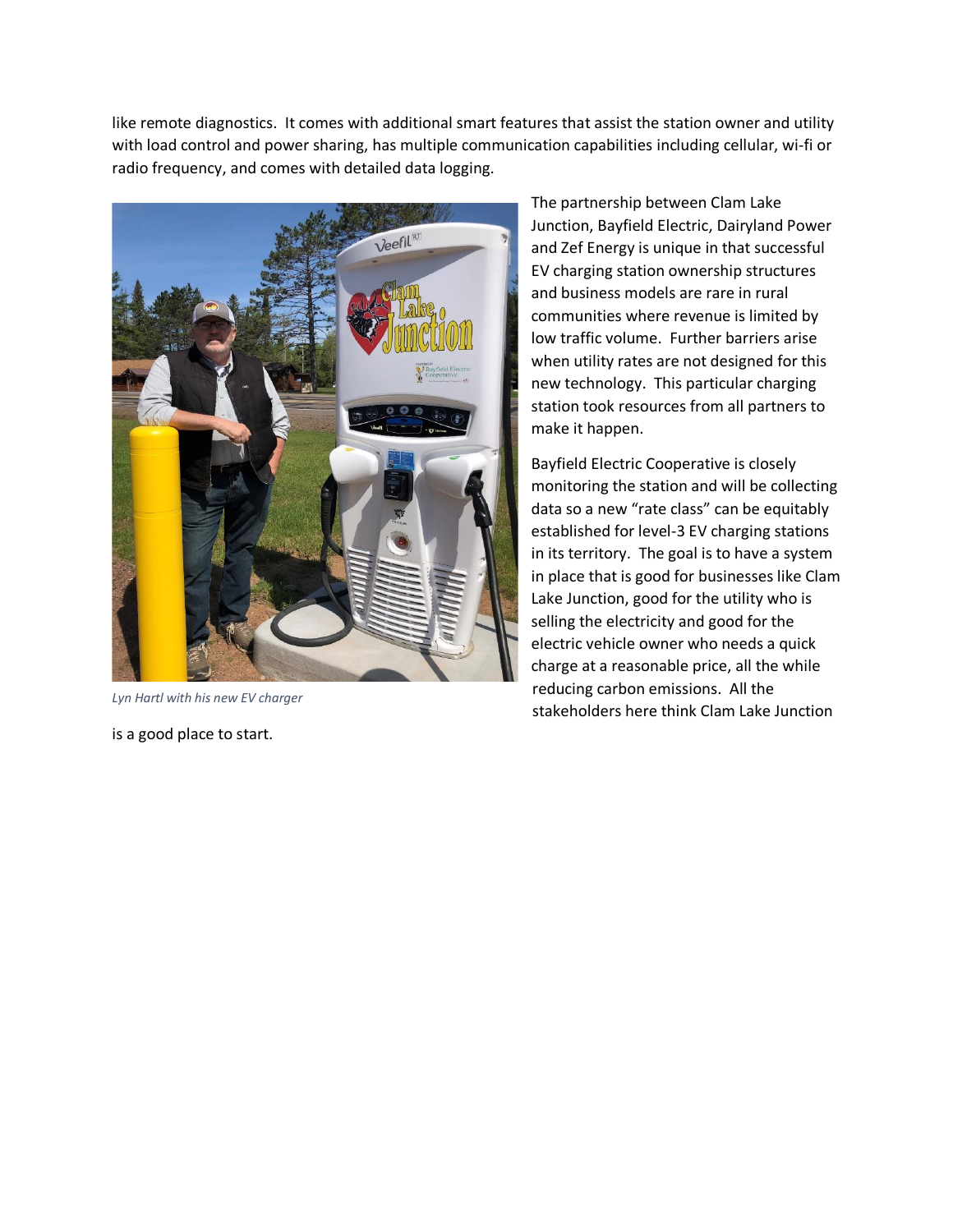like remote diagnostics. It comes with additional smart features that assist the station owner and utility with load control and power sharing, has multiple communication capabilities including cellular, wi-fi or radio frequency, and comes with detailed data logging.

*Lyn Hartl with his new EV charger*

The partnership between Clam Lake Junction, Bayfield Electric, Dairyland Power and Zef Energy is unique in that successful EV charging station ownership structures and business models are rare in rural communities where revenue is limited by low traffic volume. Further barriers arise when utility rates are not designed for this new technology. This particular charging station took resources from all partners to make it happen.

Bayfield Electric Cooperative is closely monitoring the station and will be collecting data so a new "rate class" can be equitably established for level-3 EV charging stations in its territory. The goal is to have a system in place that is good for businesses like Clam Lake Junction, good for the utility who is selling the electricity and good for the electric vehicle owner who needs a quick charge at a reasonable price, all the while reducing carbon emissions. All the stakeholders here think Clam Lake Junction is a good place to start.